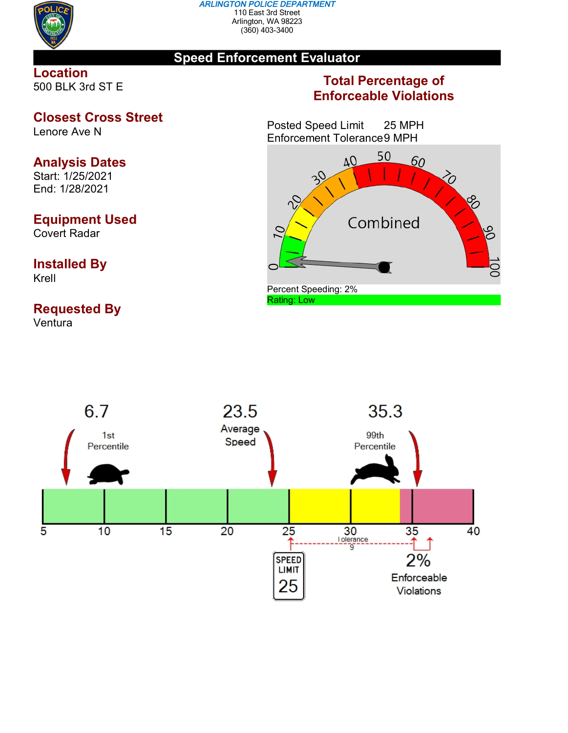**ARLINGTON POLICE DEPARTMENT**
110 East 3rd Street
Arlington, WA 98223
(360) 403-3400

## Speed Enforcement Evaluator

### Location
500 BLK 3rd ST E

### Closest Cross Street
Lenore Ave N

### Analysis Dates
Start: 1/25/2021
End: 1/28/2021

### Equipment Used
Covert Radar

### Installed By
Krell

### Requested By
Ventura

### Total Percentage of Enforceable Violations

Posted Speed Limit 25 MPH
Enforcement Tolerance 9 MPH

Combined

Percent Speeding: 2%
Rating: Low

6.7
1st Percentile

23.5
Average Speed

35.3
99th Percentile

5 10 15 20 25 30 35 40

Tolerance
9

SPEED LIMIT 25

2%
Enforceable Violations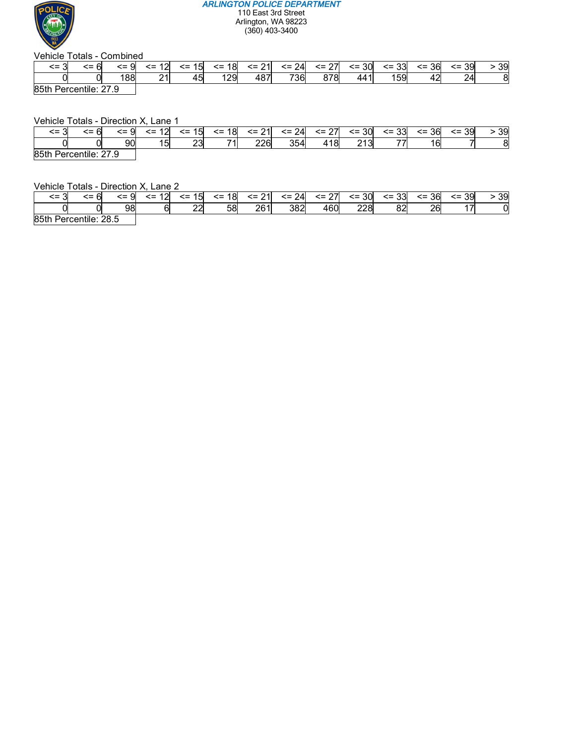**ARLINGTON POLICE DEPARTMENT**
110 East 3rd Street
Arlington, WA 98223
(360) 403-3400

Vehicle Totals - Combined

| <= 3 | <= 6 | <= 9 | <= 12 | <= 15 | <= 18 | <= 21 | <= 24 | <= 27 | <= 30 | <= 33 | <= 36 | <= 39 | > 39 |
|---|---|---|---|---|---|---|---|---|---|---|---|---|---|
| 0 | 0 | 188 | 21 | 45 | 129 | 487 | 736 | 878 | 441 | 159 | 42 | 24 | 8 |

85th Percentile: 27.9

Vehicle Totals - Direction X, Lane 1

| <= 3 | <= 6 | <= 9 | <= 12 | <= 15 | <= 18 | <= 21 | <= 24 | <= 27 | <= 30 | <= 33 | <= 36 | <= 39 | > 39 |
|---|---|---|---|---|---|---|---|---|---|---|---|---|---|
| 0 | 0 | 90 | 15 | 23 | 71 | 226 | 354 | 418 | 213 | 77 | 16 | 7 | 8 |

85th Percentile: 27.9

Vehicle Totals - Direction X, Lane 2

| <= 3 | <= 6 | <= 9 | <= 12 | <= 15 | <= 18 | <= 21 | <= 24 | <= 27 | <= 30 | <= 33 | <= 36 | <= 39 | > 39 |
|---|---|---|---|---|---|---|---|---|---|---|---|---|---|
| 0 | 0 | 98 | 6 | 22 | 58 | 261 | 382 | 460 | 228 | 82 | 26 | 17 | 0 |

85th Percentile: 28.5